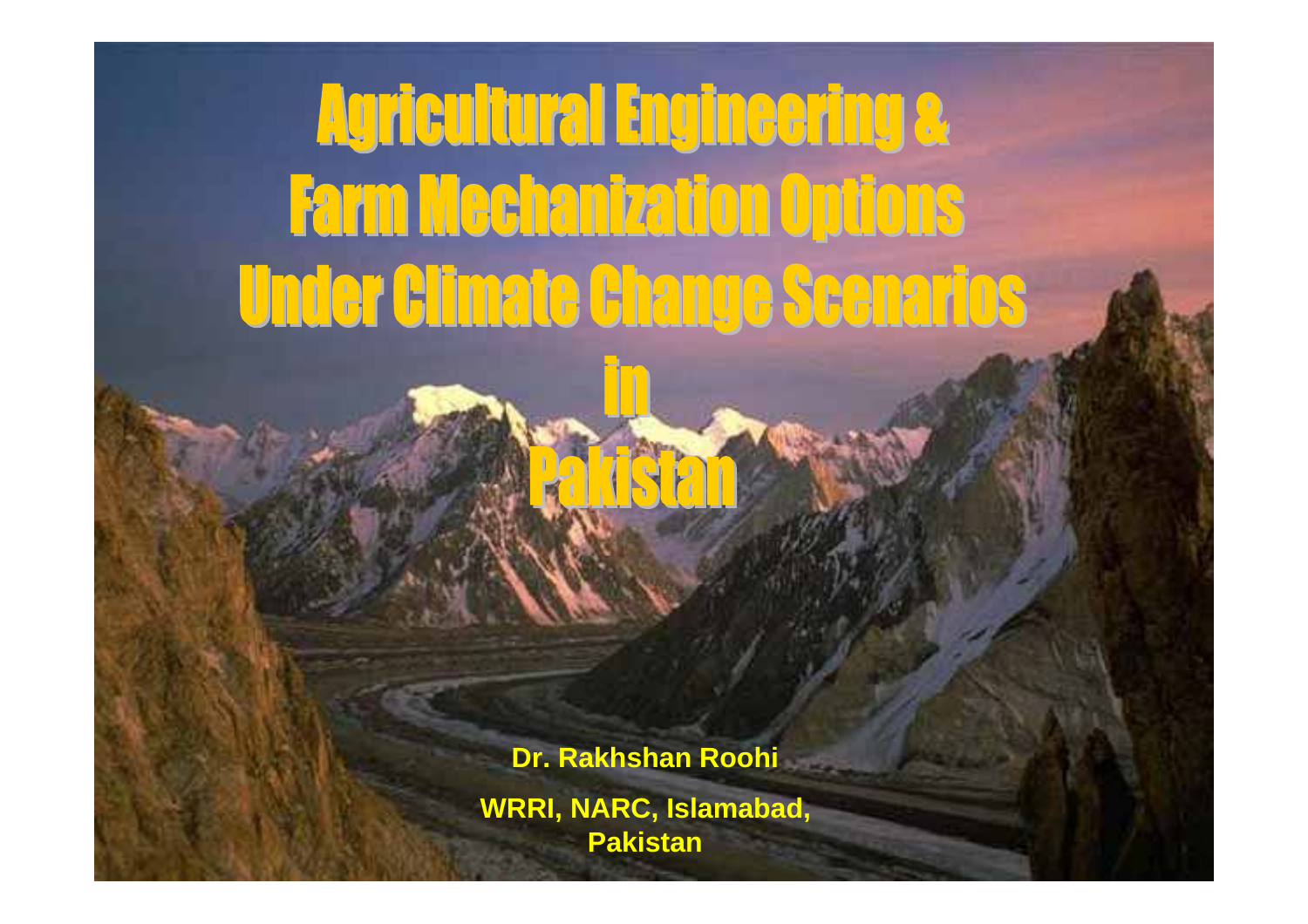# Agricultural Engineering & Farm Mechanization Options Under Climate Change Scenarios in Pakistan

**Dr. Rakhshan Roohi**

**WRRI, NARC, Islamabad, Pakistan**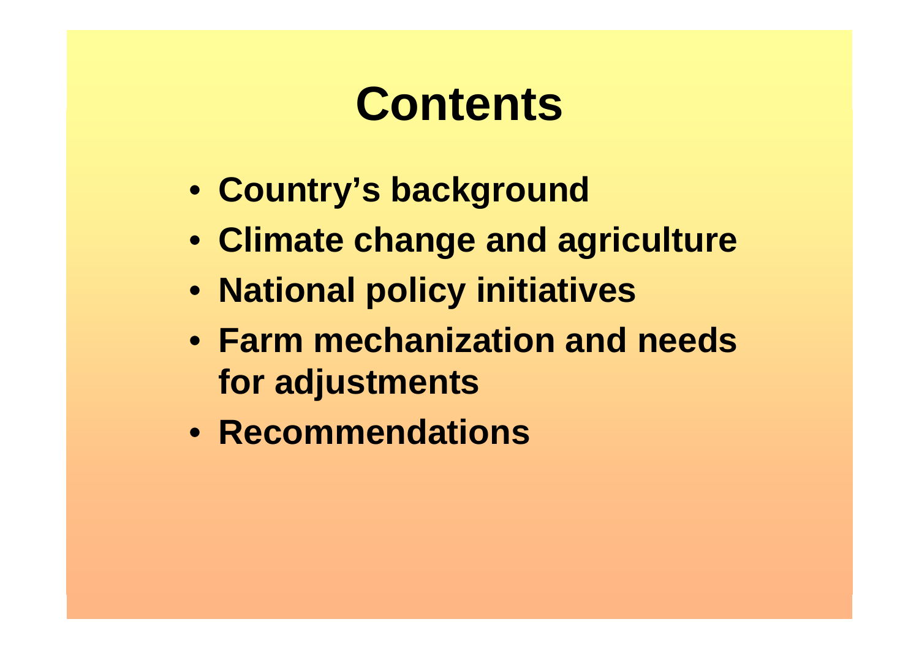# Contents

- Country's background
- Climate change and agriculture
- National policy initiatives
- Farm mechanization and needs for adjustments
- Recommendations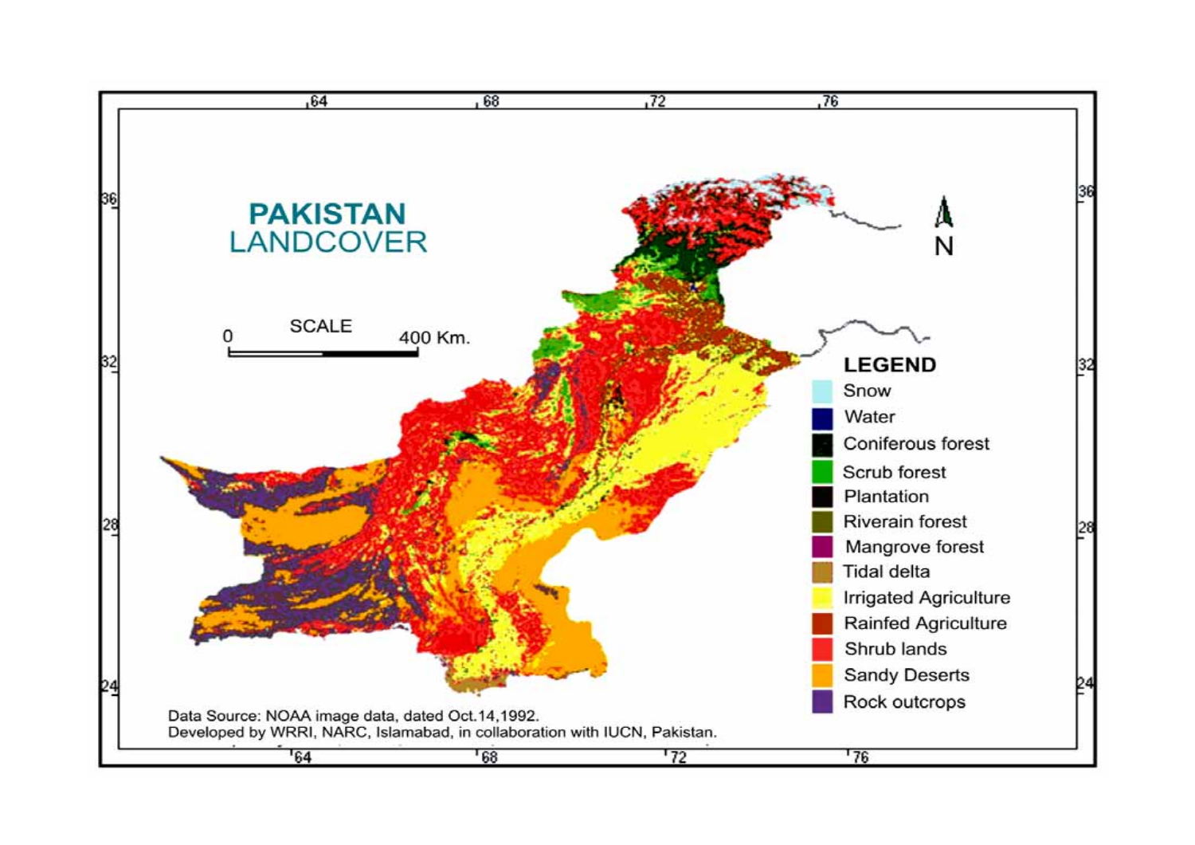PAKISTAN
LANDCOVER

SCALE
0
400 Km.

N

LEGEND
Snow
Water
Coniferous forest
Scrub forest
Plantation
Riverain forest
Mangrove forest
Tidal delta
Irrigated Agriculture
Rainfed Agriculture
Shrub lands
Sandy Deserts
Rock outcrops

64
68
72
76
36
32
28
24

Data Source: NOAA image data, dated Oct.14,1992.
Developed by WRRI, NARC, Islamabad, in collaboration with IUCN, Pakistan.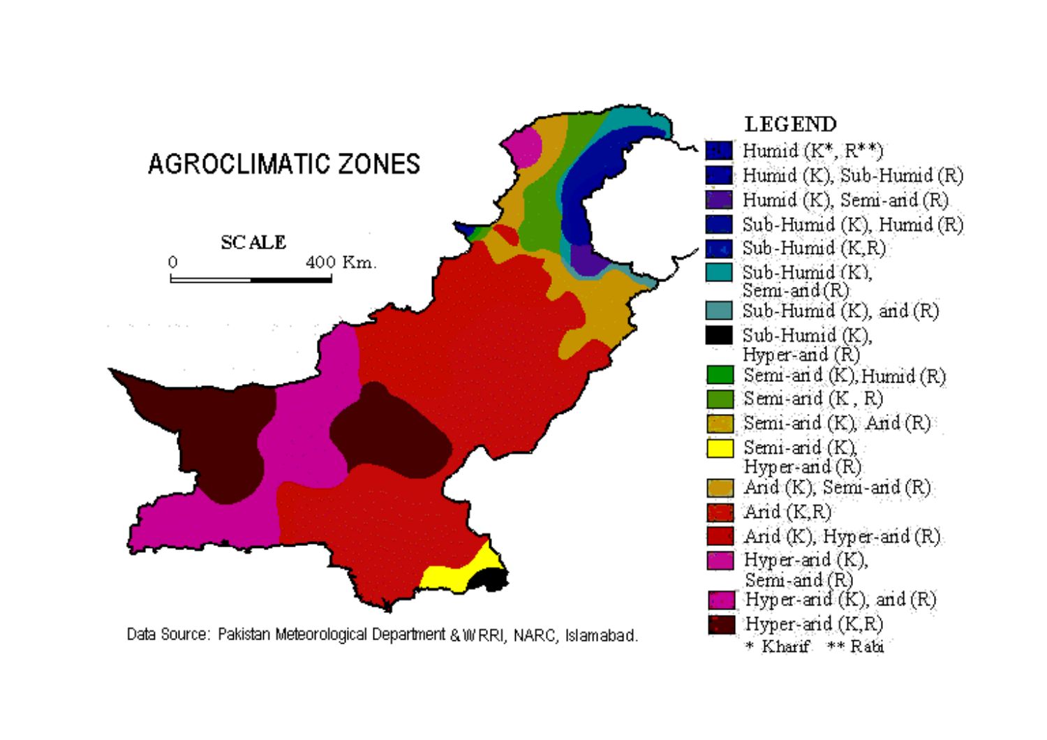AGROCLIMATIC ZONES

SCALE

0 400 Km.

LEGEND

Humid (K*, R**)

Humid (K), Sub-Humid (R)

Humid (K), Semi-arid (R)

Sub-Humid (K), Humid (R)

Sub-Humid (K,R)

Sub-Humid (K), Semi-arid (R)

Sub-Humid (K), arid (R)

Sub-Humid (K), Hyper-arid (R)

Semi-arid (K), Humid (R)

Semi-arid (K , R)

Semi-arid (K), Arid (R)

Semi-arid (K), Hyper-arid (R)

Arid (K), Semi-arid (R)

Arid (K,R)

Arid (K), Hyper-arid (R)

Hyper-arid (K), Semi-arid (R)

Hyper-arid (K), arid (R)

Hyper-arid (K,R)

* Kharif ** Rabi

Data Source: Pakistan Meteorological Department & WRRI, NARC, Islamabad.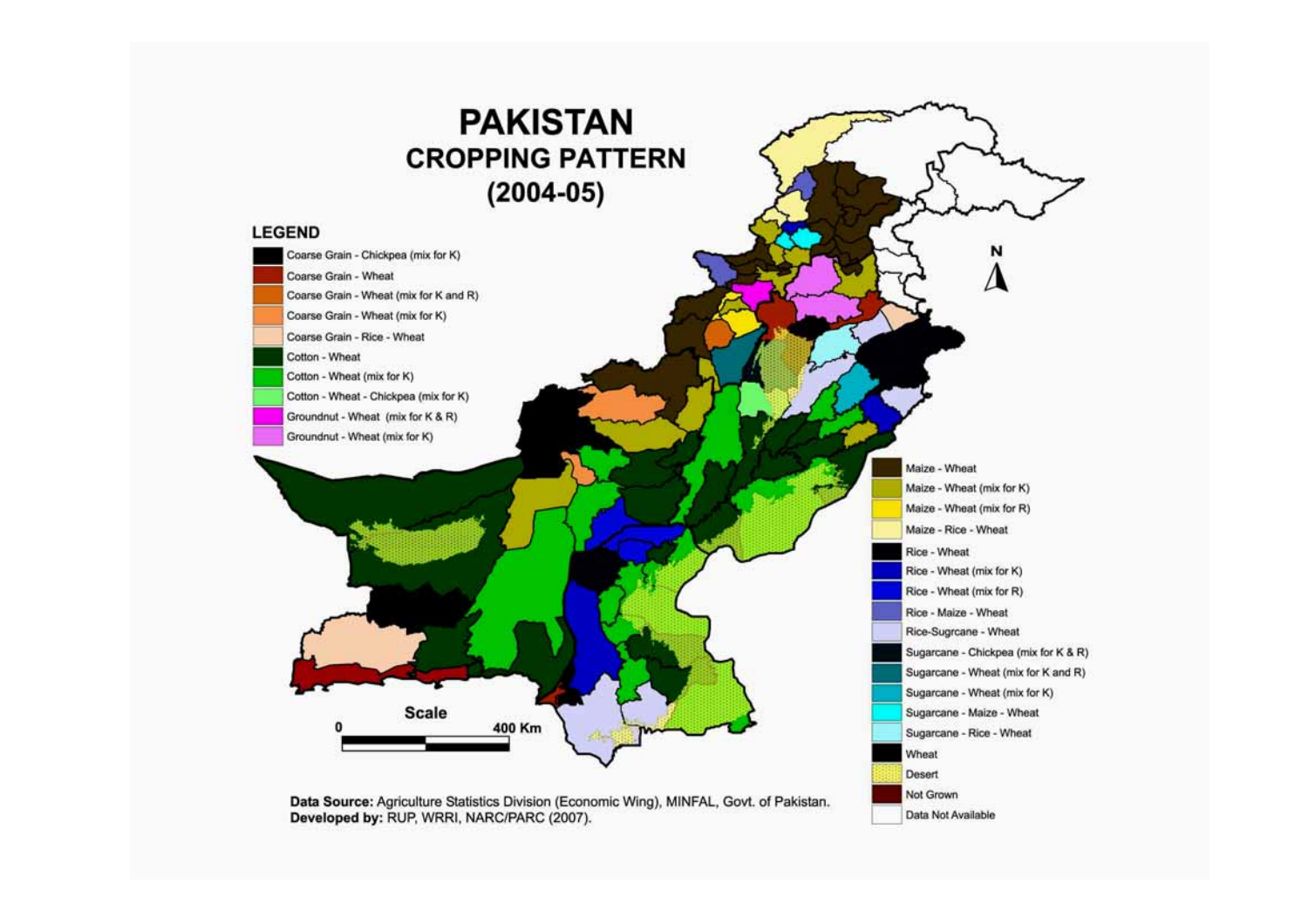# PAKISTAN
## CROPPING PATTERN
## (2004-05)

**LEGEND**

- Coarse Grain - Chickpea (mix for K)
- Coarse Grain - Wheat
- Coarse Grain - Wheat (mix for K and R)
- Coarse Grain - Wheat (mix for K)
- Coarse Grain - Rice - Wheat
- Cotton - Wheat
- Cotton - Wheat (mix for K)
- Cotton - Wheat - Chickpea (mix for K)
- Groundnut - Wheat (mix for K & R)
- Groundnut - Wheat (mix for K)
- Maize - Wheat
- Maize - Wheat (mix for K)
- Maize - Wheat (mix for R)
- Maize - Rice - Wheat
- Rice - Wheat
- Rice - Wheat (mix for K)
- Rice - Wheat (mix for R)
- Rice - Maize - Wheat
- Rice-Sugrcane - Wheat
- Sugarcane - Chickpea (mix for K & R)
- Sugarcane - Wheat (mix for K and R)
- Sugarcane - Wheat (mix for K)
- Sugarcane - Maize - Wheat
- Sugarcane - Rice - Wheat
- Wheat
- Desert
- Not Grown
- Data Not Available

N

Scale

0

400 Km

**Data Source:** Agriculture Statistics Division (Economic Wing), MINFAL, Govt. of Pakistan.
**Developed by:** RUP, WRRI, NARC/PARC (2007).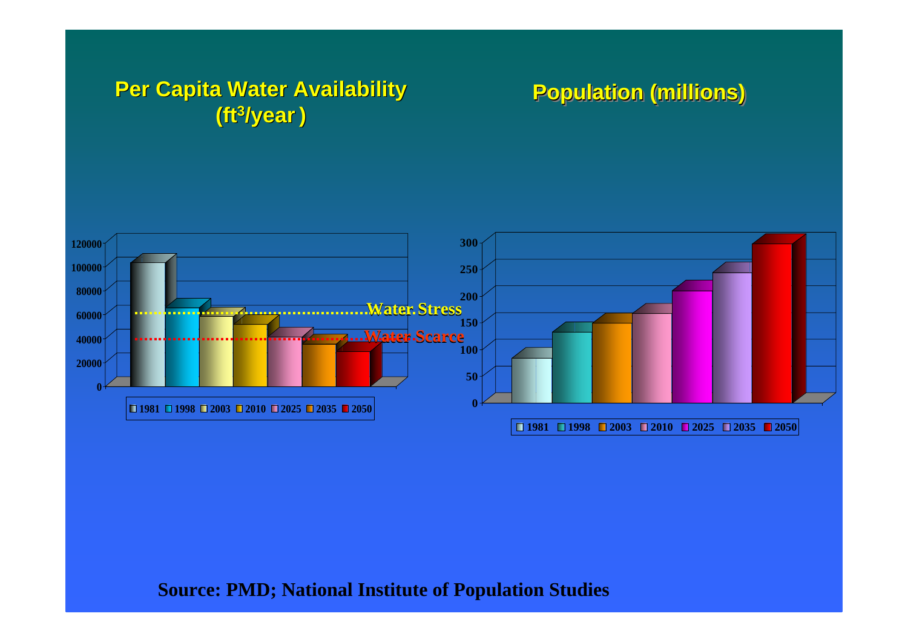**Per Capita Water Availability ($ft^3$/year)**

120000
100000
80000
60000
40000
20000
0

Water Stress
Water Scarce

1981 1998 2003 2010 2025 2035 2050

**Population (millions)**

300
250
200
150
100
50
0

1981 1998 2003 2010 2025 2035 2050

**Source: PMD; National Institute of Population Studies**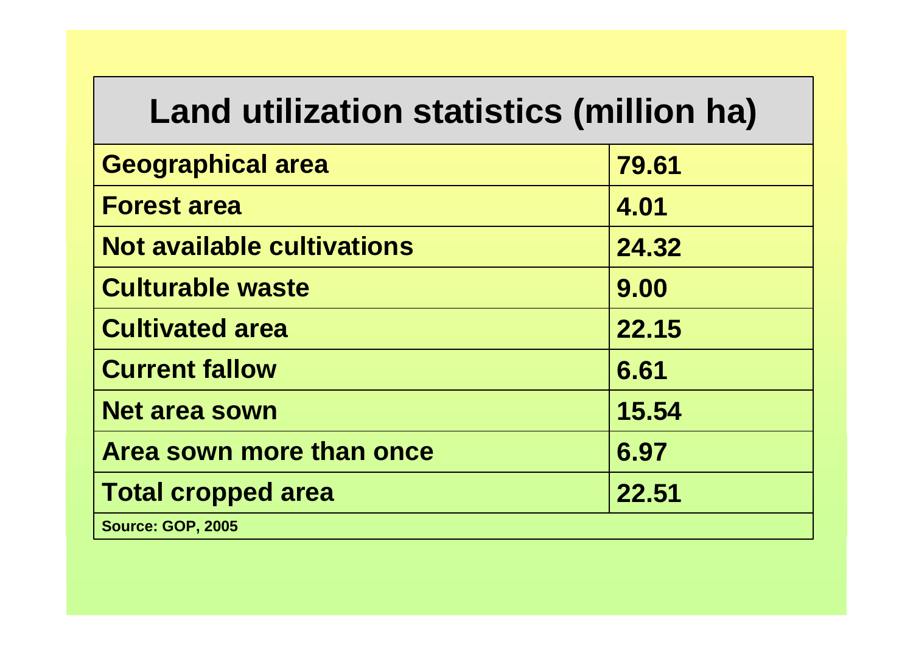| Land utilization statistics (million ha) | |
|---|---|
| Geographical area | 79.61 |
| Forest area | 4.01 |
| Not available cultivations | 24.32 |
| Culturable waste | 9.00 |
| Cultivated area | 22.15 |
| Current fallow | 6.61 |
| Net area sown | 15.54 |
| Area sown more than once | 6.97 |
| Total cropped area | 22.51 |

Source: GOP, 2005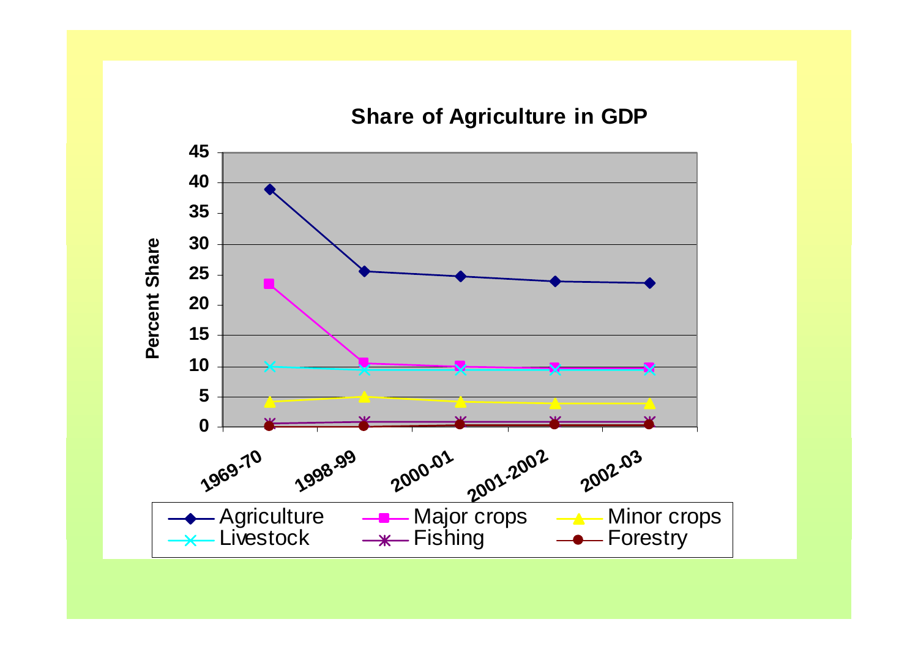Share of Agriculture in GDP

Percent Share

45
40
35
30
25
20
15
10
5
0

1969-70
1998-99
2000-01
2001-2002
2002-03

Agriculture
Major crops
Minor crops
Livestock
Fishing
Forestry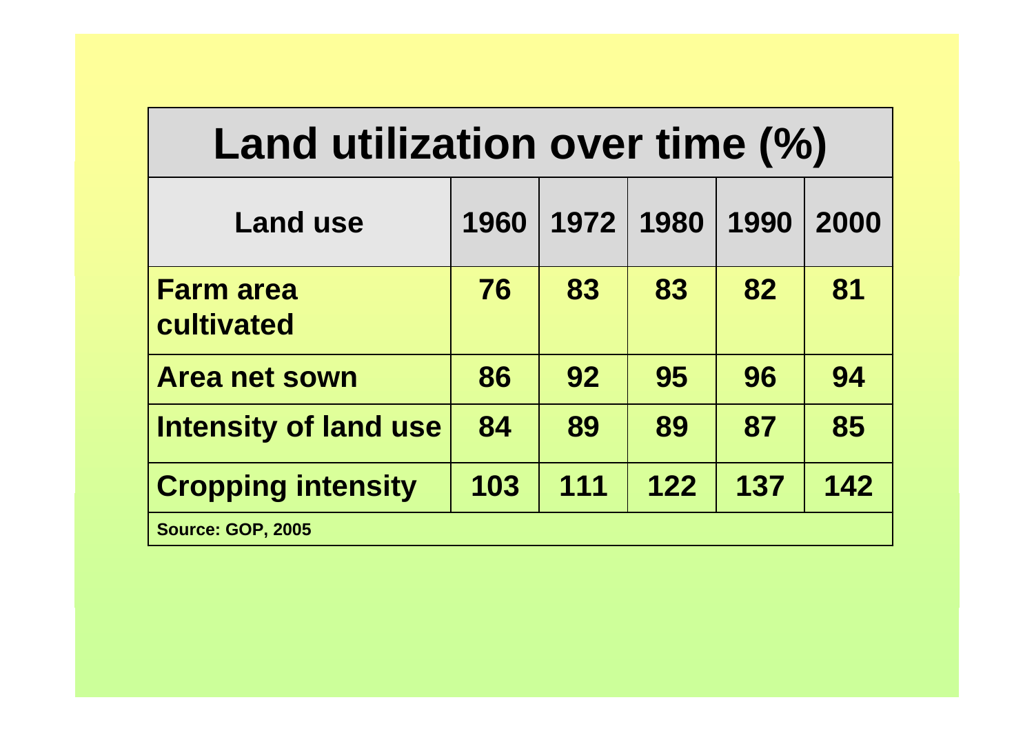# Land utilization over time (%)

| Land use | 1960 | 1972 | 1980 | 1990 | 2000 |
|---|---|---|---|---|---|
| Farm area cultivated | 76 | 83 | 83 | 82 | 81 |
| Area net sown | 86 | 92 | 95 | 96 | 94 |
| Intensity of land use | 84 | 89 | 89 | 87 | 85 |
| Cropping intensity | 103 | 111 | 122 | 137 | 142 |

Source: GOP, 2005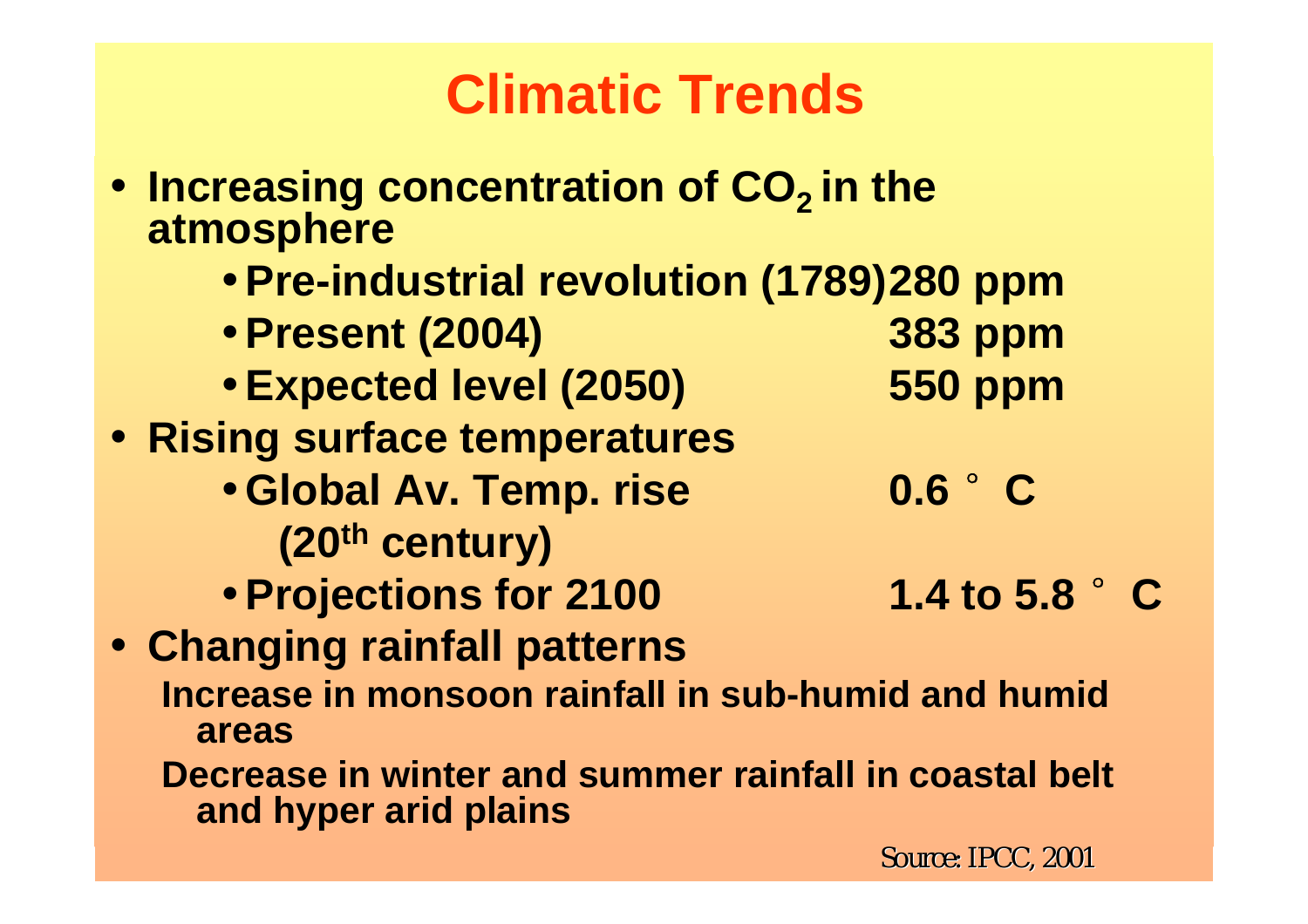# Climatic Trends

- **Increasing concentration of $CO_2$ in the atmosphere**
  - **Pre-industrial revolution (1789) 280 ppm**
  - **Present (2004) 383 ppm**
  - **Expected level (2050) 550 ppm**
- **Rising surface temperatures**
  - **Global Av. Temp. rise (20th century) 0.6 °C**
  - **Projections for 2100 1.4 to 5.8 °C**
- **Changing rainfall patterns**

  **Increase in monsoon rainfall in sub-humid and humid areas**

  **Decrease in winter and summer rainfall in coastal belt and hyper arid plains**

Source: IPCC, 2001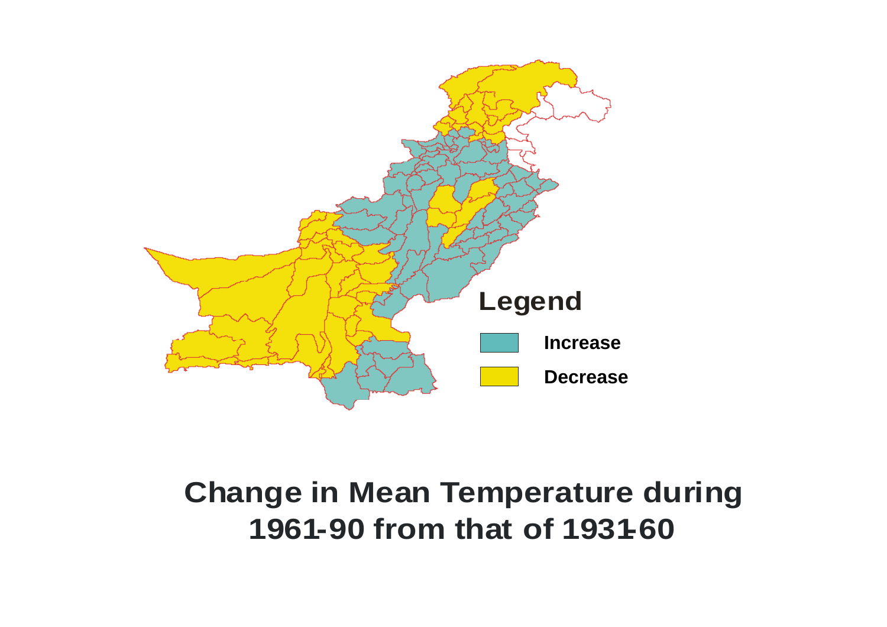Legend

Increase

Decrease

**Change in Mean Temperature during 1961-90 from that of 1931-60**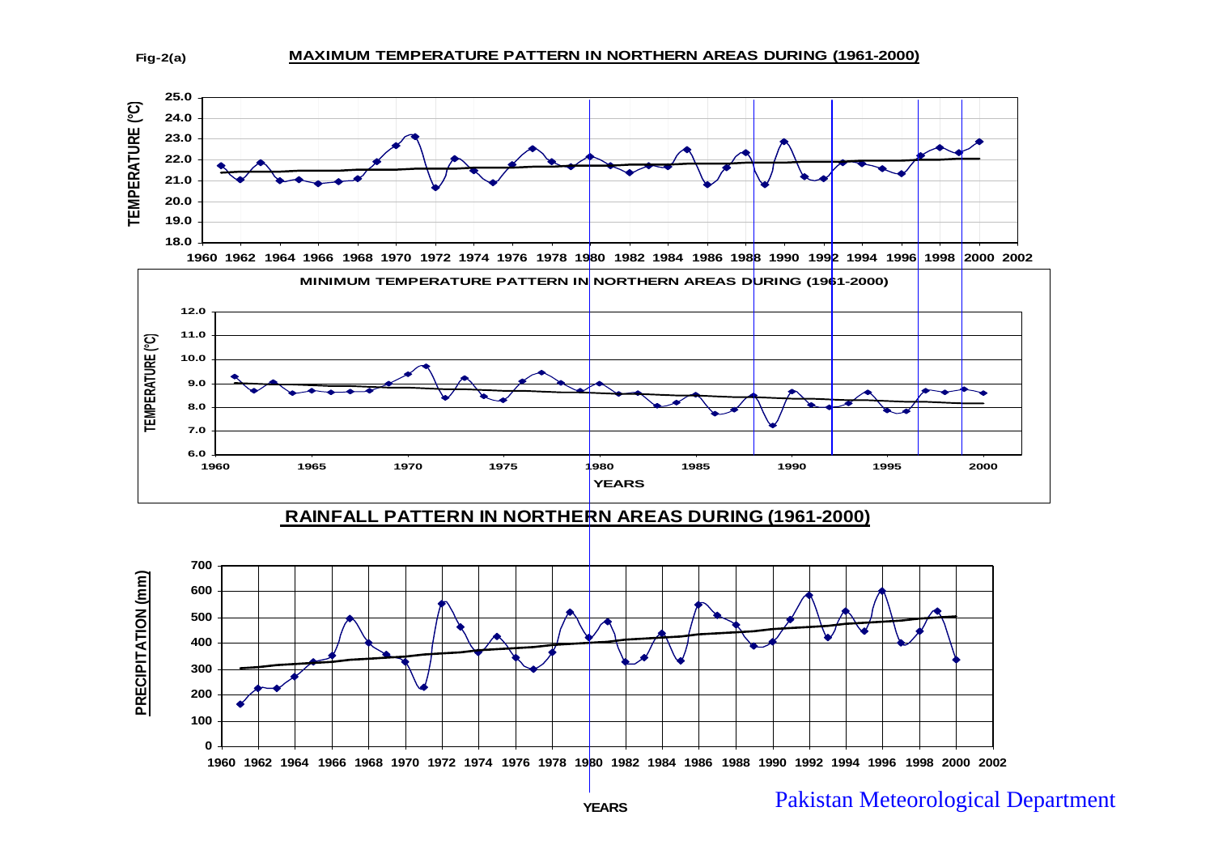Fig-2(a)

**MAXIMUM TEMPERATURE PATTERN IN NORTHERN AREAS DURING (1961-2000)**

TEMPERATURE (°C)

25.0
24.0
23.0
22.0
21.0
20.0
19.0
18.0

1960 1962 1964 1966 1968 1970 1972 1974 1976 1978 1980 1982 1984 1986 1988 1990 1992 1994 1996 1998 2000 2002

**MINIMUM TEMPERATURE PATTERN IN NORTHERN AREAS DURING (1961-2000)**

TEMPERATURE (°C)

12.0
11.0
10.0
9.0
8.0
7.0
6.0

1960 1965 1970 1975 1980 1985 1990 1995 2000

YEARS

**RAINFALL PATTERN IN NORTHERN AREAS DURING (1961-2000)**

PRECIPITATION (mm)

700
600
500
400
300
200
100
0

1960 1962 1964 1966 1968 1970 1972 1974 1976 1978 1980 1982 1984 1986 1988 1990 1992 1994 1996 1998 2000 2002

YEARS

Pakistan Meteorological Department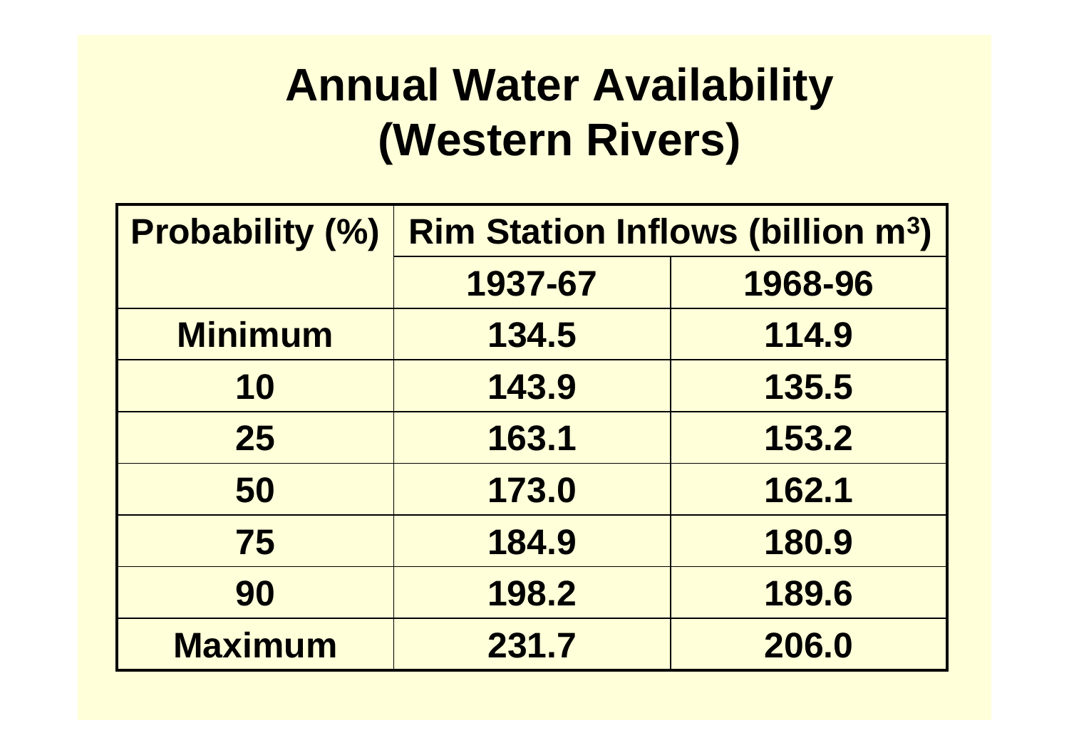# Annual Water Availability (Western Rivers)

| Probability (%) | Rim Station Inflows (billion m$^3$) | |
|---|---|---|
| | 1937-67 | 1968-96 |
| Minimum | 134.5 | 114.9 |
| 10 | 143.9 | 135.5 |
| 25 | 163.1 | 153.2 |
| 50 | 173.0 | 162.1 |
| 75 | 184.9 | 180.9 |
| 90 | 198.2 | 189.6 |
| Maximum | 231.7 | 206.0 |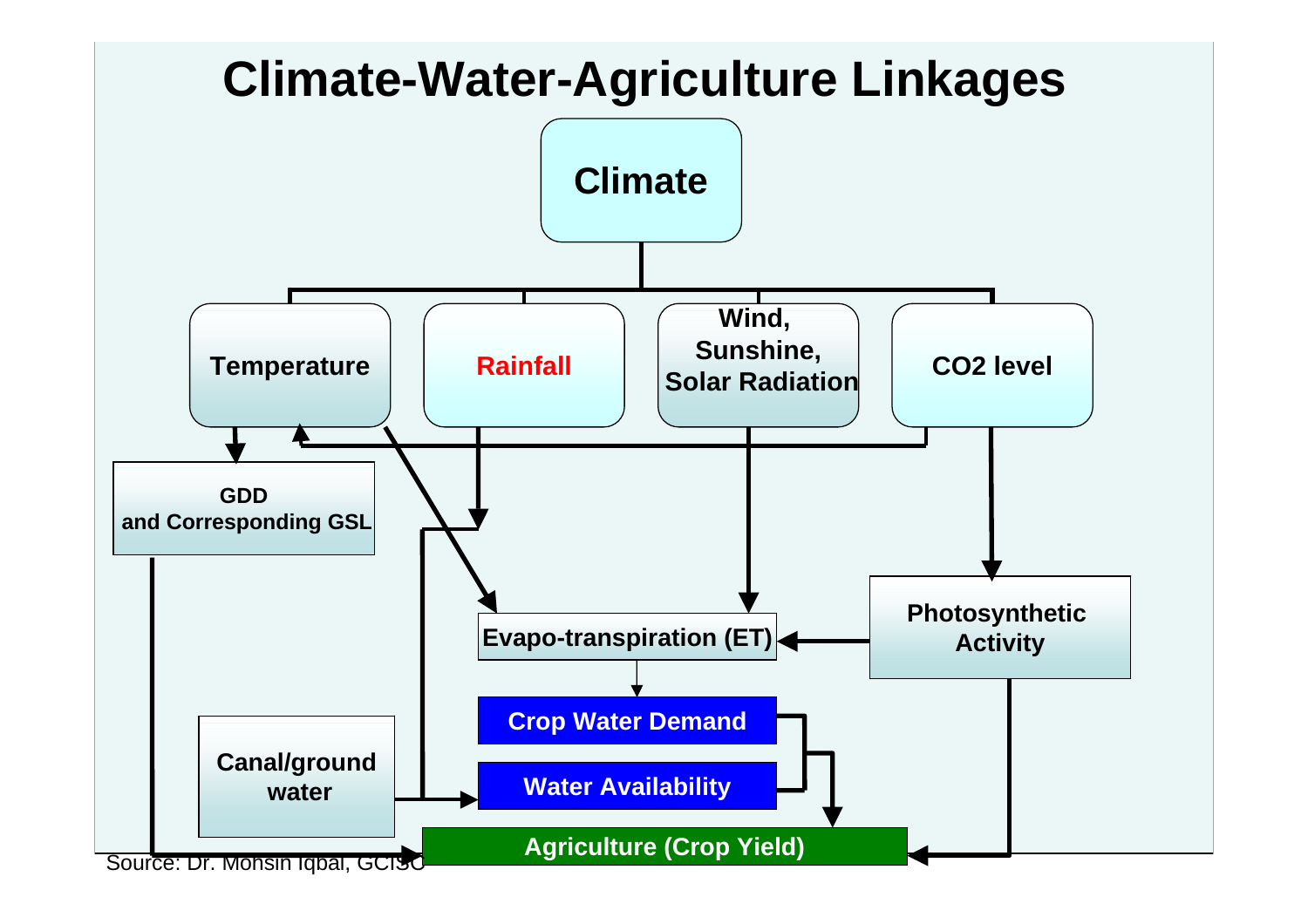# Climate-Water-Agriculture Linkages

Climate

Temperature

Rainfall

Wind, Sunshine, Solar Radiation

$CO_2$ level

GDD and Corresponding GSL

Evapo-transpiration (ET)

Photosynthetic Activity

Crop Water Demand

Canal/ground water

Water Availability

Agriculture (Crop Yield)

Source: Dr. Mohsin Iqbal, GCISC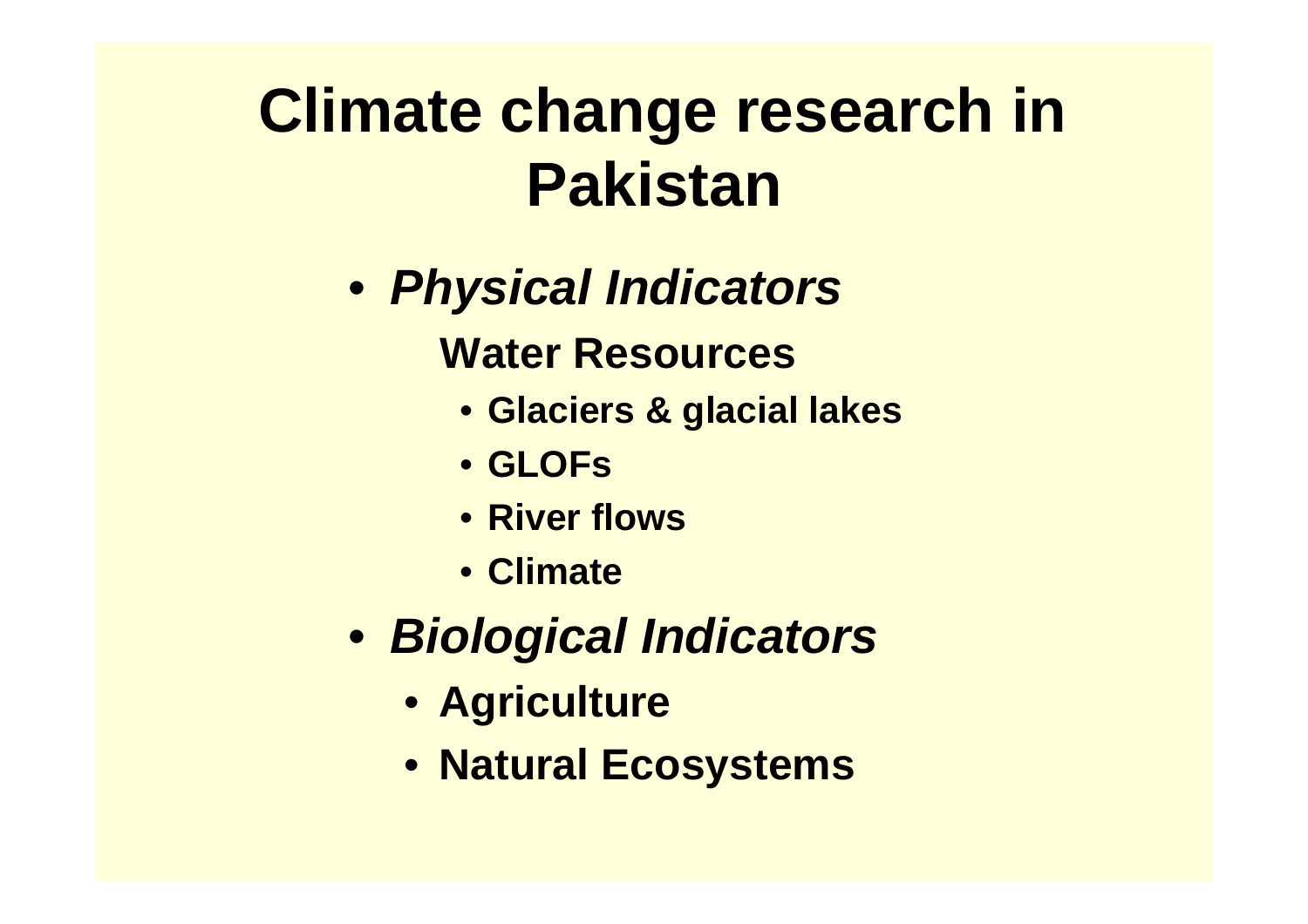# Climate change research in Pakistan

- ***Physical Indicators***

  **Water Resources**

  - **Glaciers & glacial lakes**
  - **GLOFs**
  - **River flows**
  - **Climate**

- ***Biological Indicators***
  - **Agriculture**
  - **Natural Ecosystems**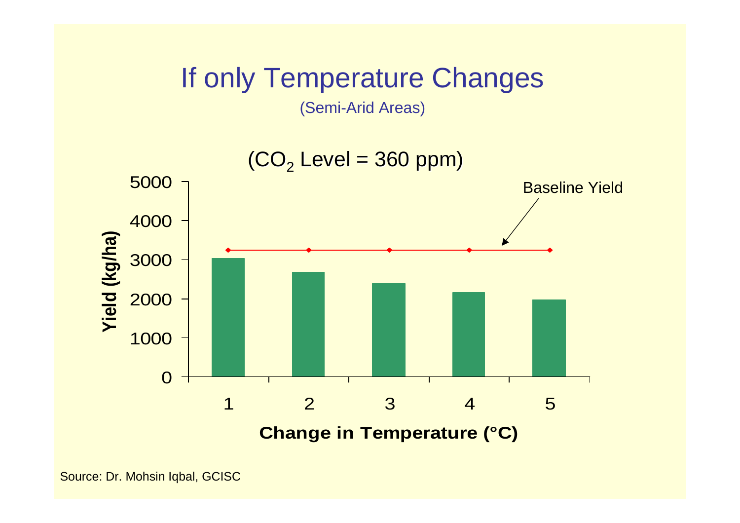# If only Temperature Changes

(Semi-Arid Areas)

($CO_2$ Level = 360 ppm)

Baseline Yield

Yield (kg/ha)

5000

4000

3000

2000

1000

0

1 2 3 4 5

**Change in Temperature (°C)**

Source: Dr. Mohsin Iqbal, GCISC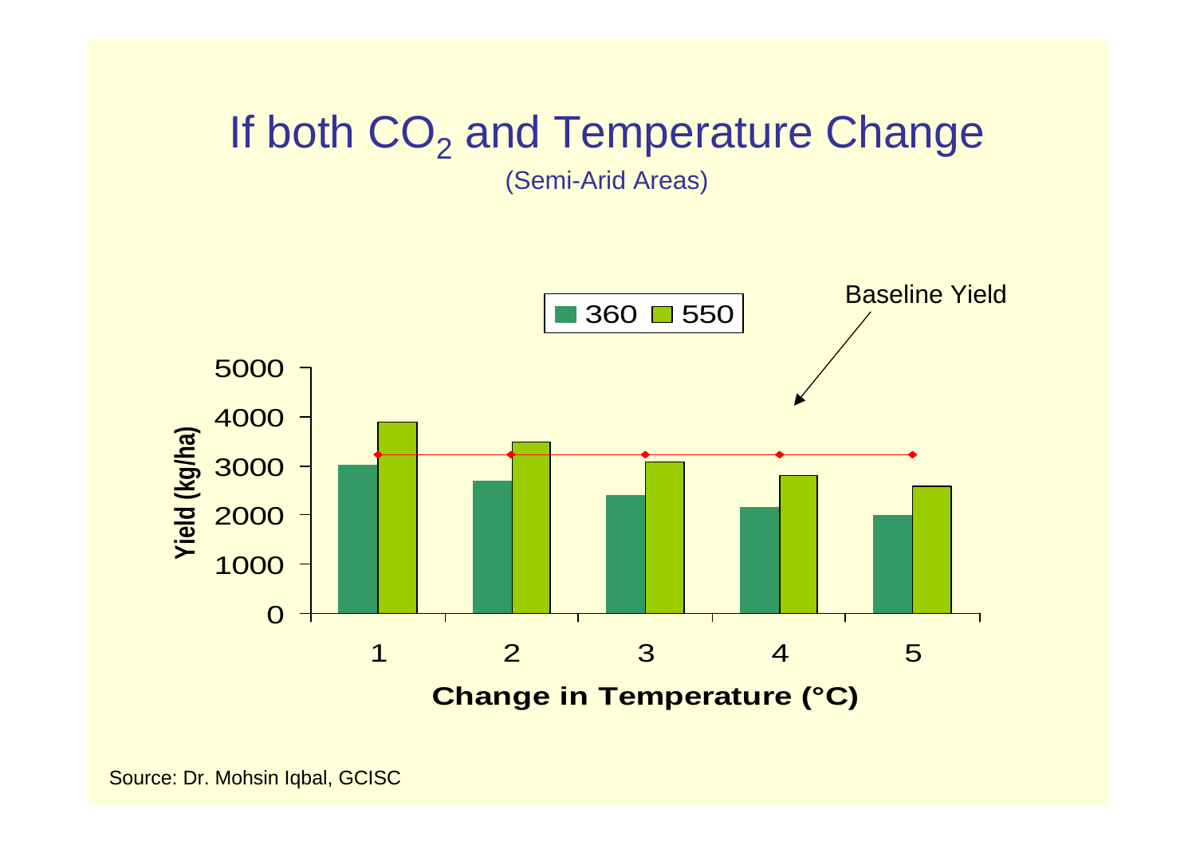# If both $CO_2$ and Temperature Change

(Semi-Arid Areas)

360 550

Baseline Yield

5000
4000
3000
2000
1000
0

Yield (kg/ha)

1 2 3 4 5

**Change in Temperature (°C)**

Source: Dr. Mohsin Iqbal, GCISC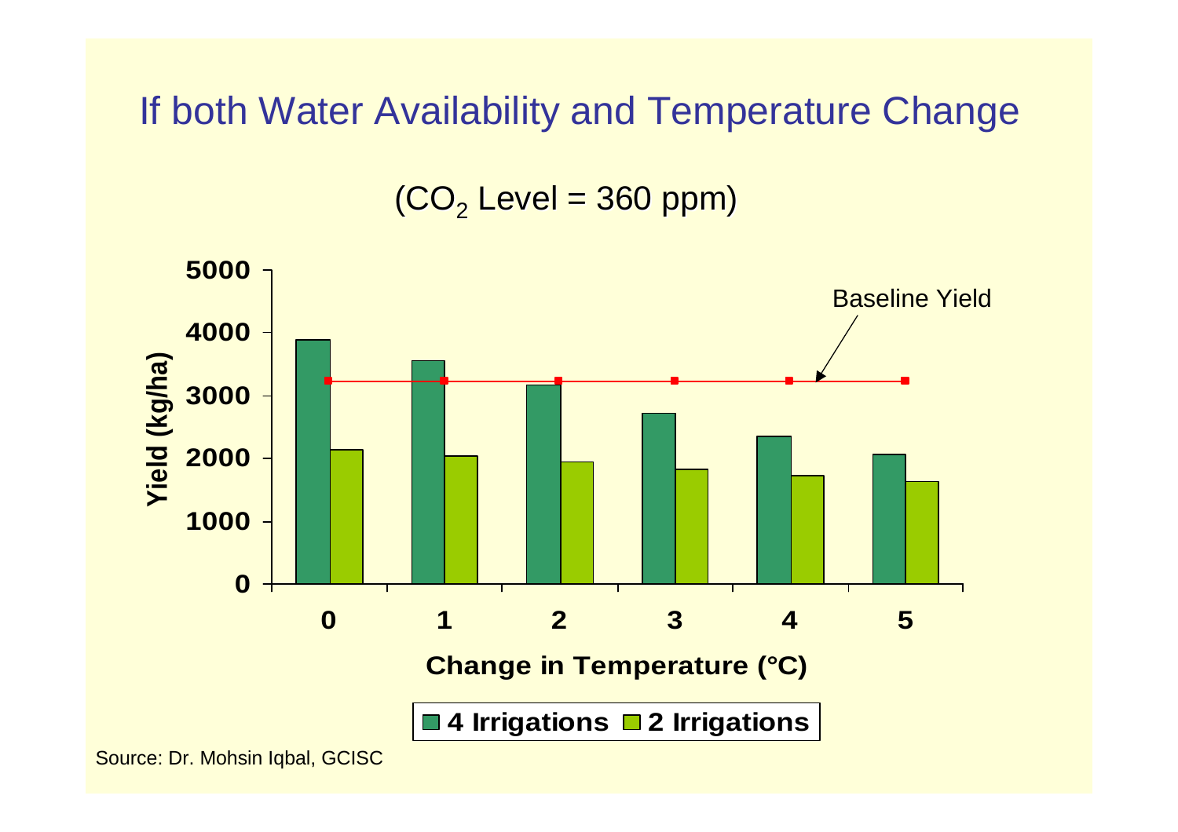# If both Water Availability and Temperature Change

($CO_2$ Level = 360 ppm)

Yield (kg/ha)

5000
4000
3000
2000
1000
0

Baseline Yield

0
1
2
3
4
5

Change in Temperature (°C)

4 Irrigations
2 Irrigations

Source: Dr. Mohsin Iqbal, GCISC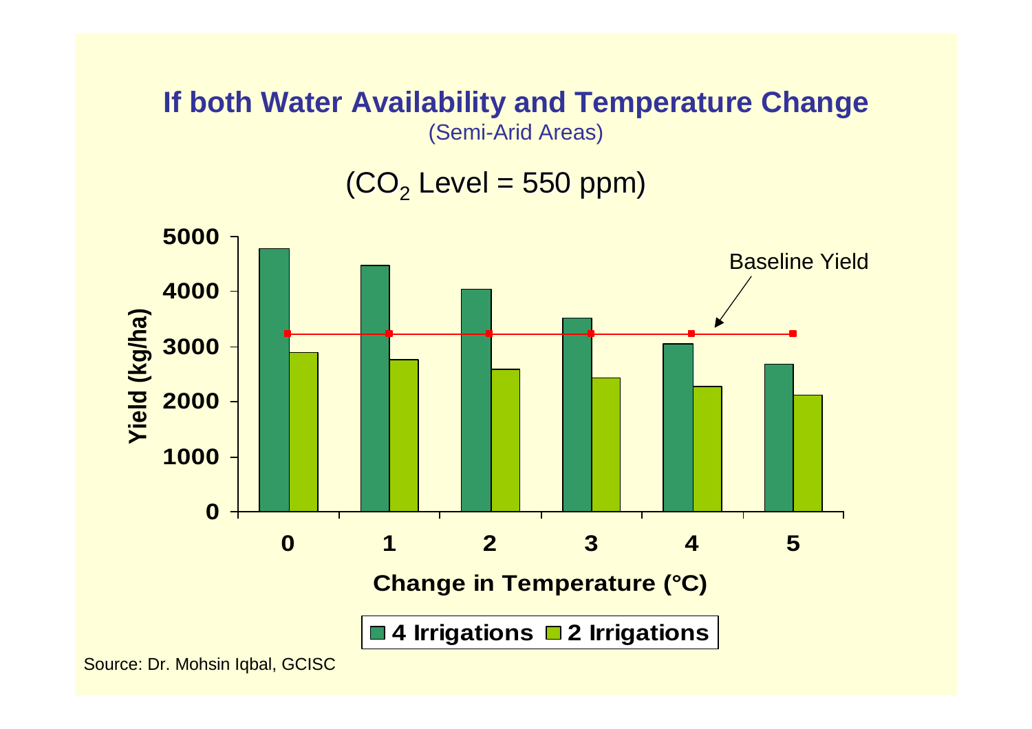## If both Water Availability and Temperature Change

(Semi-Arid Areas)

($CO_2$ Level = 550 ppm)

Yield (kg/ha)

5000

4000

3000

2000

1000

0

Baseline Yield

0

1

2

3

4

5

Change in Temperature (°C)

4 Irrigations

2 Irrigations

Source: Dr. Mohsin Iqbal, GCISC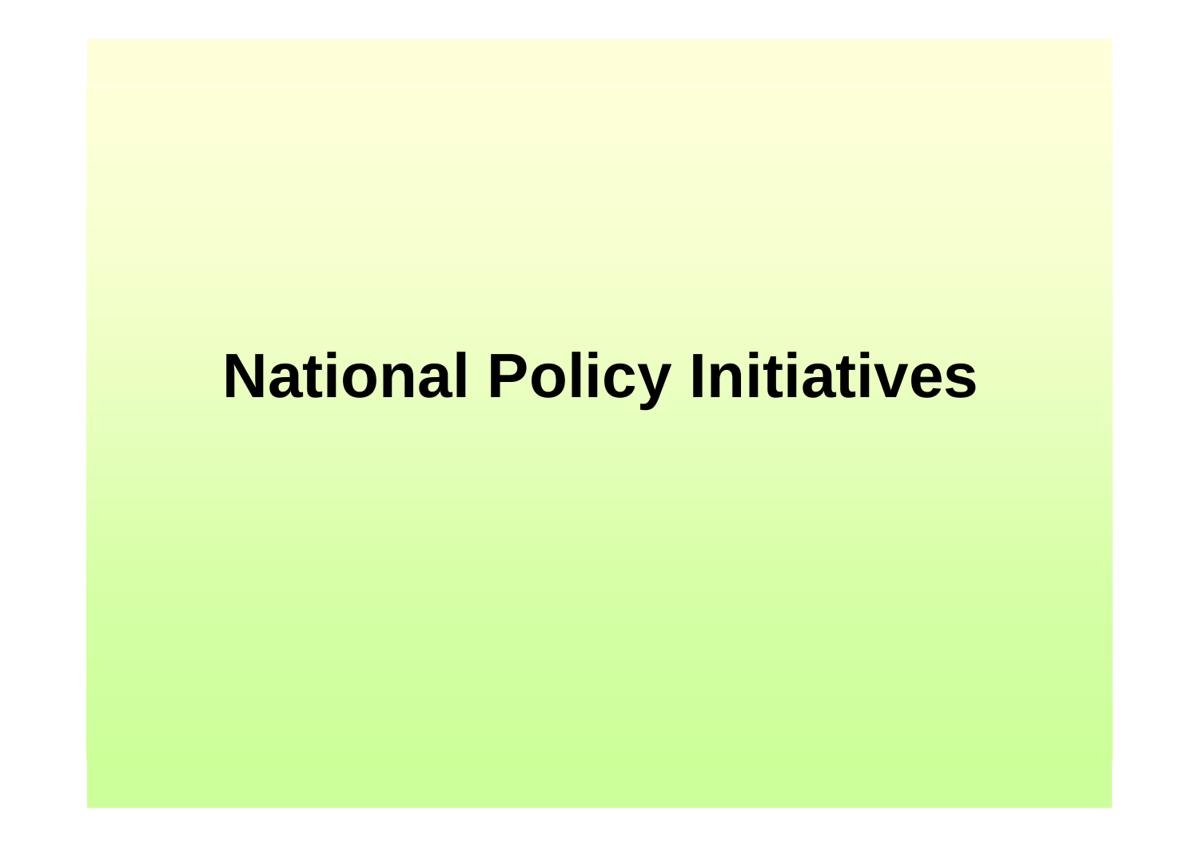# National Policy Initiatives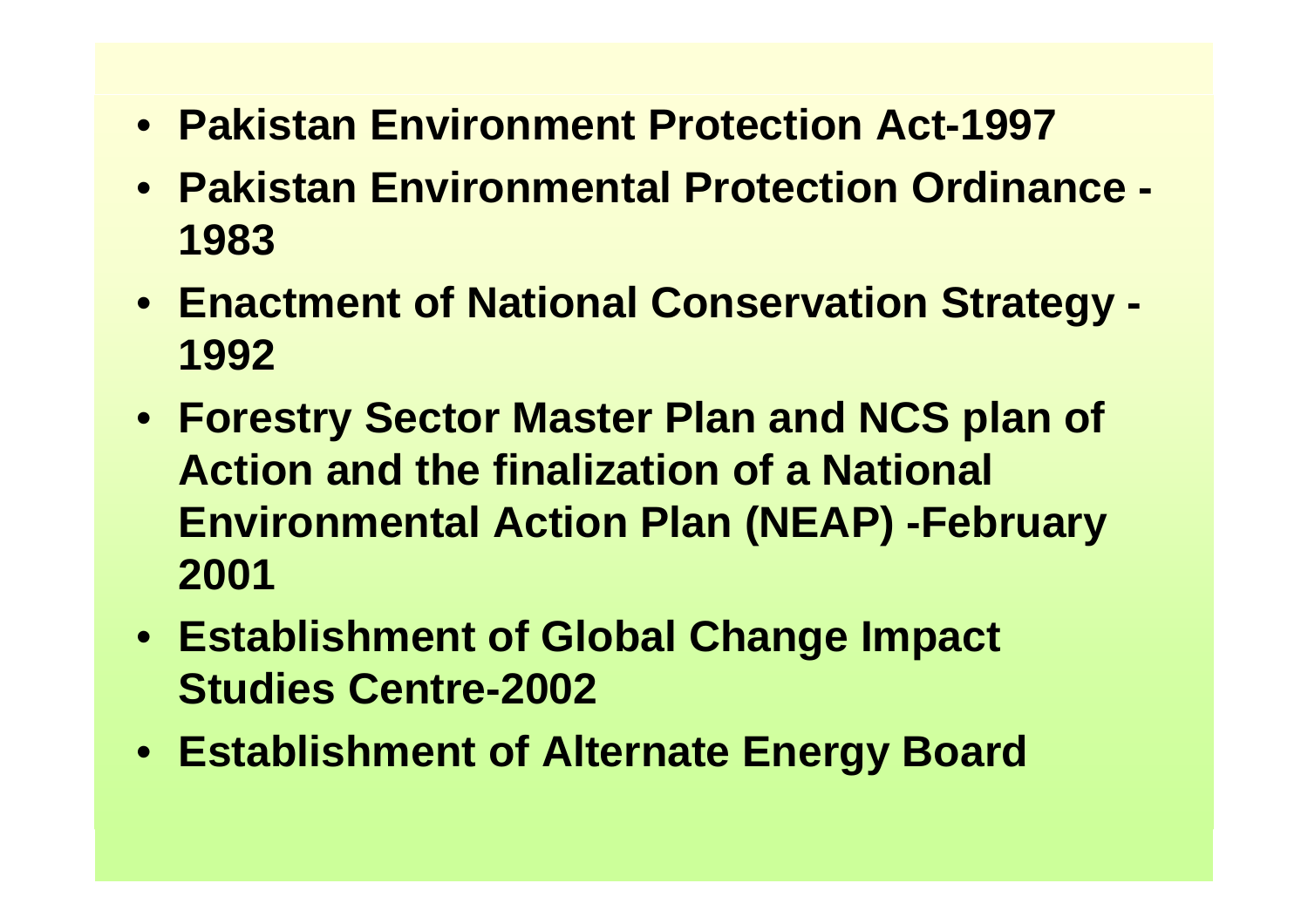- **Pakistan Environment Protection Act-1997**
- **Pakistan Environmental Protection Ordinance - 1983**
- **Enactment of National Conservation Strategy - 1992**
- **Forestry Sector Master Plan and NCS plan of Action and the finalization of a National Environmental Action Plan (NEAP) -February 2001**
- **Establishment of Global Change Impact Studies Centre-2002**
- **Establishment of Alternate Energy Board**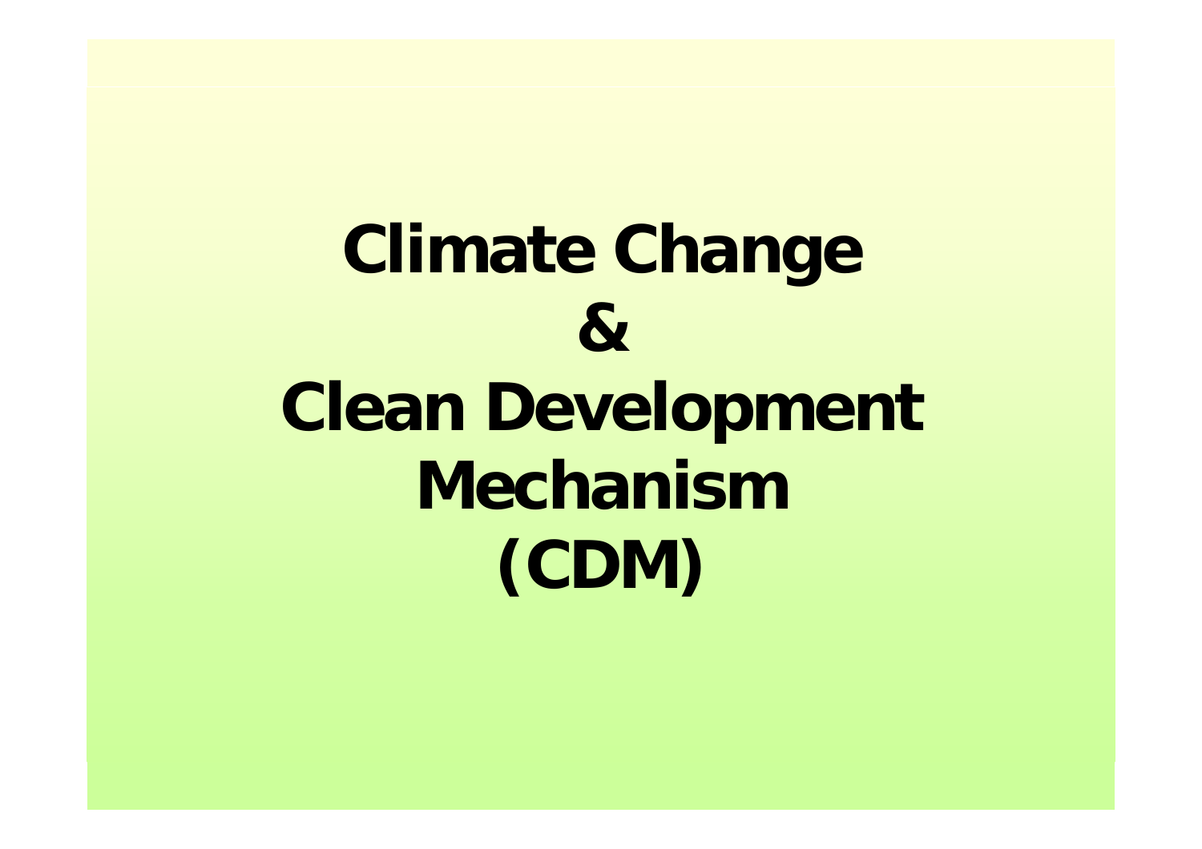# Climate Change & Clean Development Mechanism (CDM)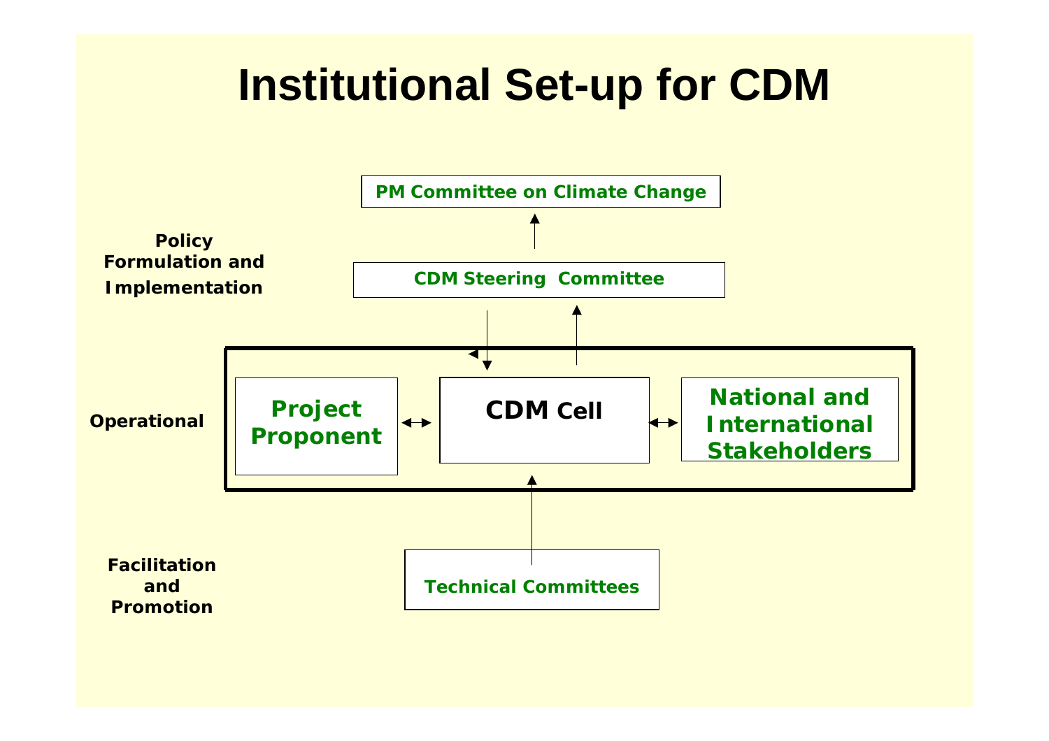# Institutional Set-up for CDM

PM Committee on Climate Change

Policy Formulation and Implementation

CDM Steering Committee

Operational

Project Proponent

CDM Cell

National and International Stakeholders

Facilitation and Promotion

Technical Committees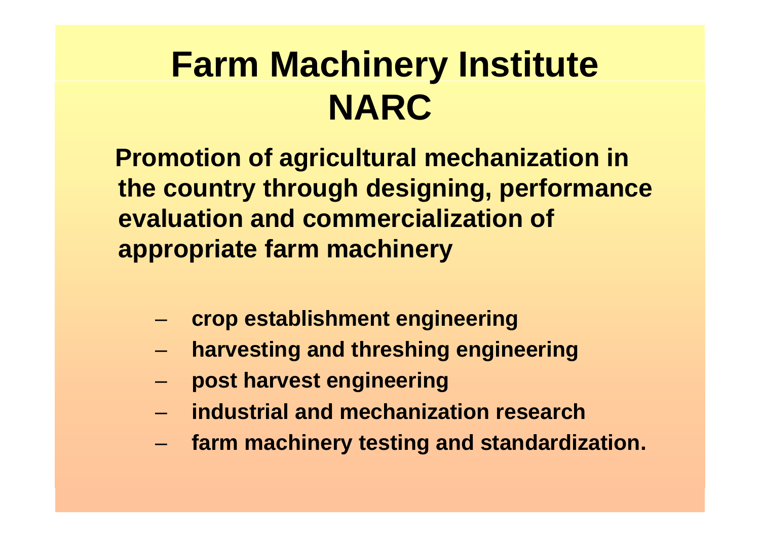# Farm Machinery Institute NARC

**Promotion of agricultural mechanization in the country through designing, performance evaluation and commercialization of appropriate farm machinery**

- **crop establishment engineering**
- **harvesting and threshing engineering**
- **post harvest engineering**
- **industrial and mechanization research**
- **farm machinery testing and standardization.**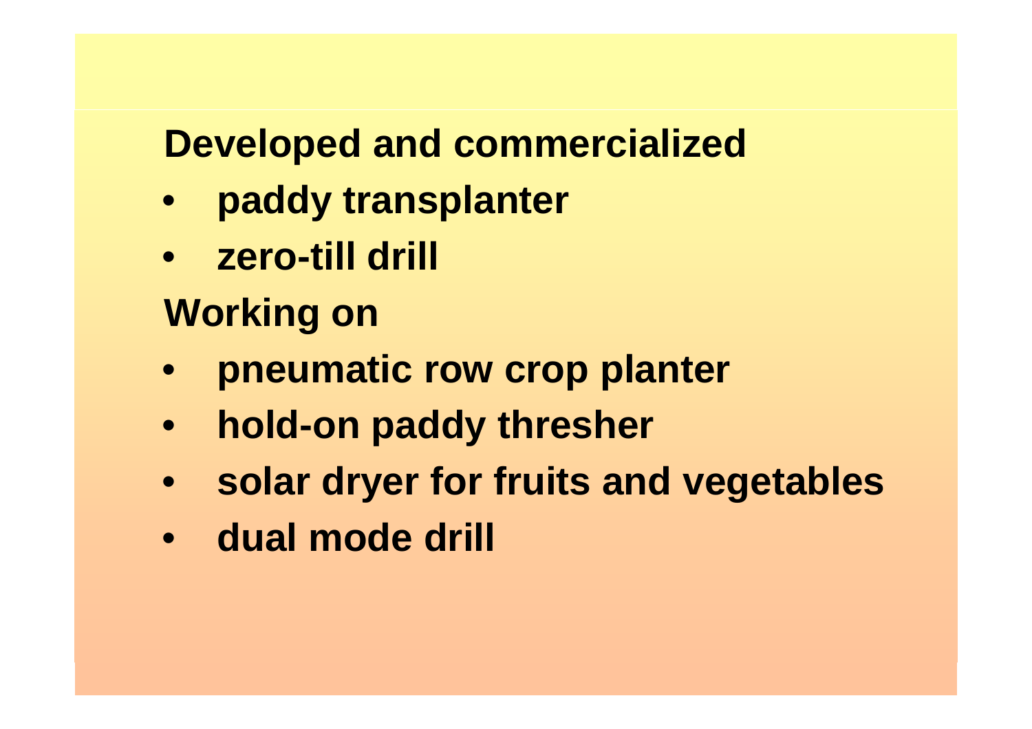**Developed and commercialized**

- **paddy transplanter**
- **zero-till drill**

**Working on**

- **pneumatic row crop planter**
- **hold-on paddy thresher**
- **solar dryer for fruits and vegetables**
- **dual mode drill**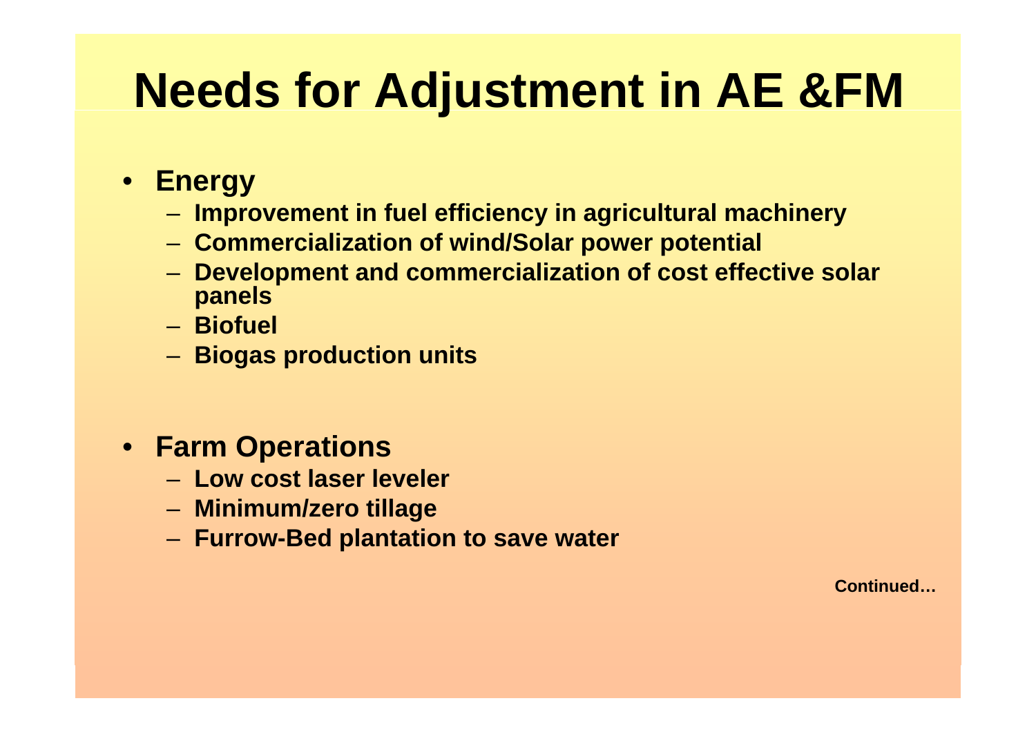# Needs for Adjustment in AE &FM

- **Energy**
  - **Improvement in fuel efficiency in agricultural machinery**
  - **Commercialization of wind/Solar power potential**
  - **Development and commercialization of cost effective solar panels**
  - **Biofuel**
  - **Biogas production units**

- **Farm Operations**
  - **Low cost laser leveler**
  - **Minimum/zero tillage**
  - **Furrow-Bed plantation to save water**

**Continued…**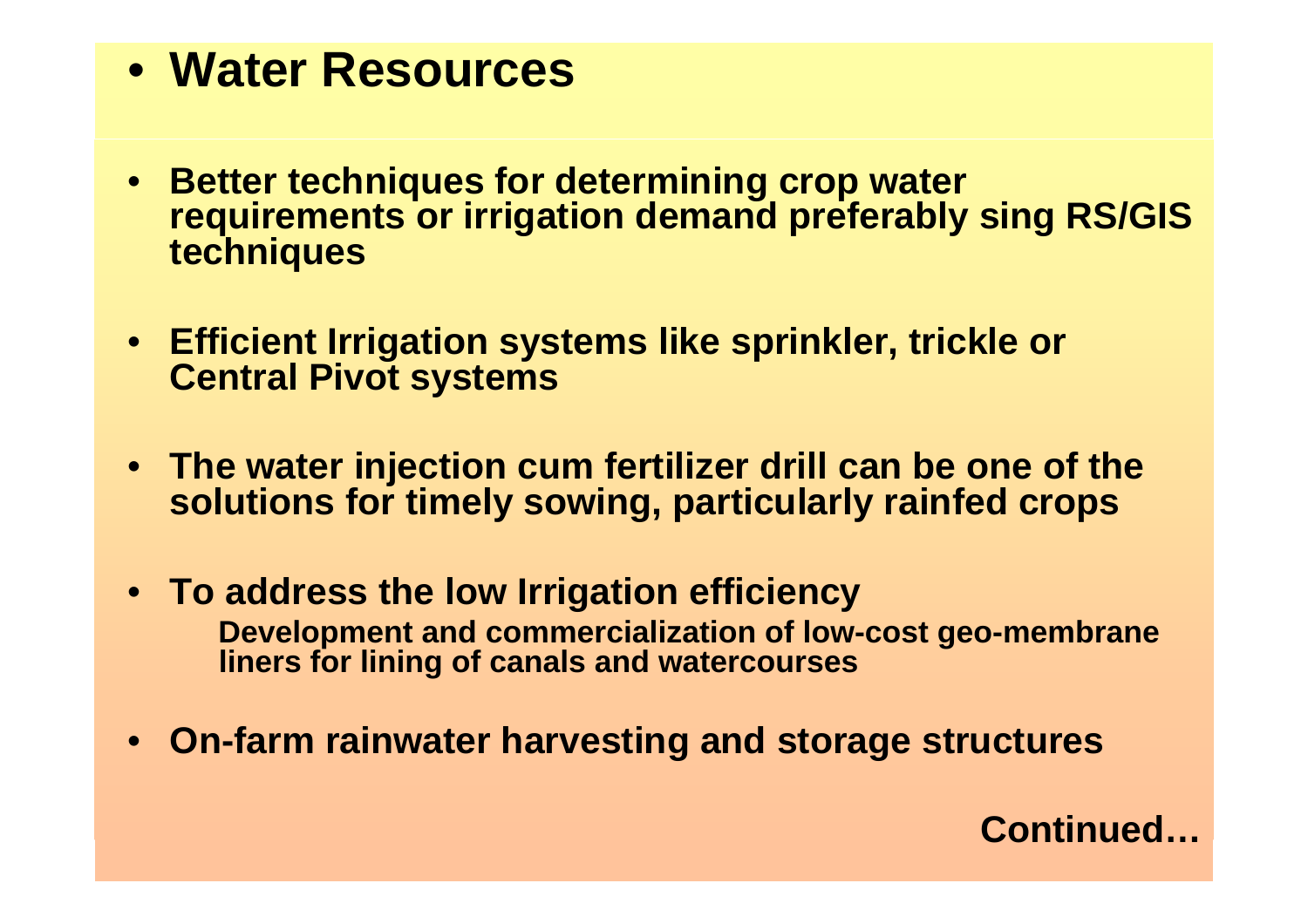- **Water Resources**

- **Better techniques for determining crop water requirements or irrigation demand preferably sing RS/GIS techniques**

- **Efficient Irrigation systems like sprinkler, trickle or Central Pivot systems**

- **The water injection cum fertilizer drill can be one of the solutions for timely sowing, particularly rainfed crops**

- **To address the low Irrigation efficiency**
  **Development and commercialization of low-cost geo-membrane liners for lining of canals and watercourses**

- **On-farm rainwater harvesting and storage structures**

**Continued…**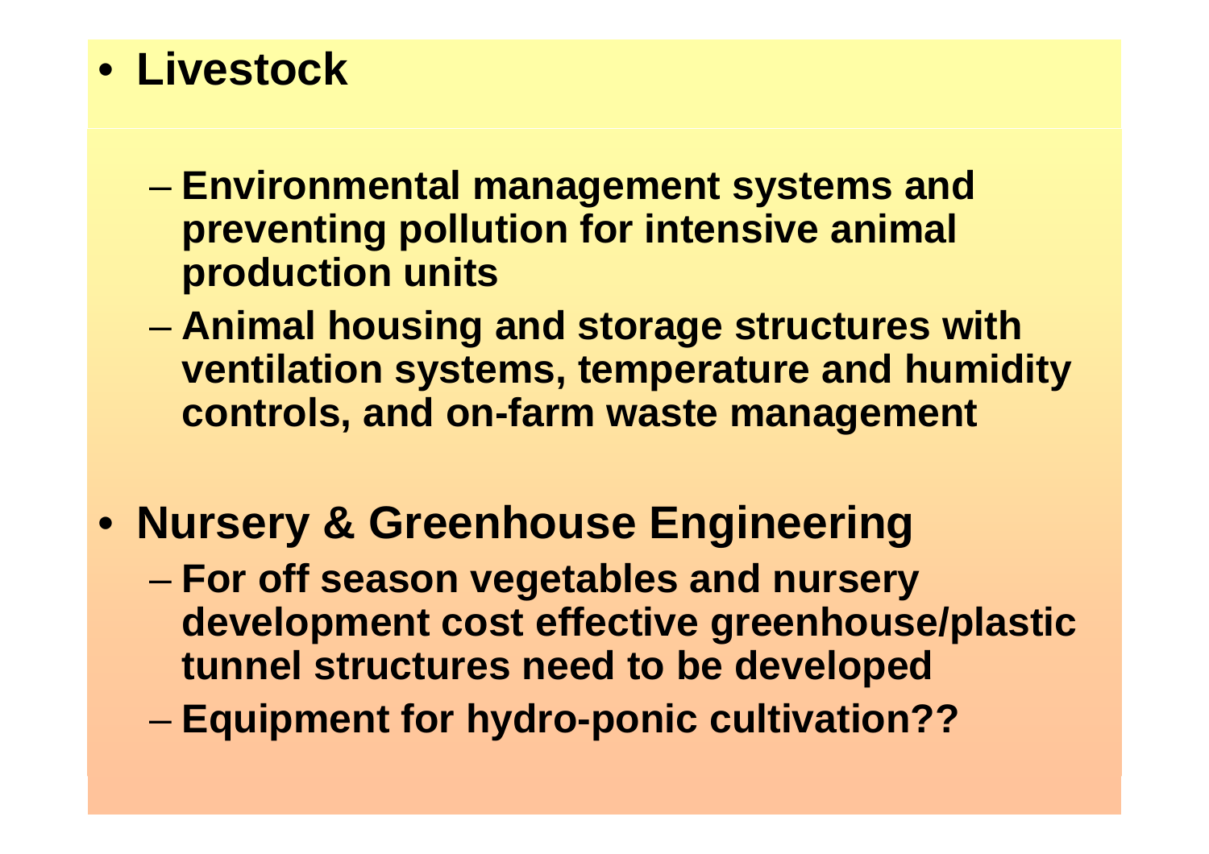- **Livestock**
  - **Environmental management systems and preventing pollution for intensive animal production units**
  - **Animal housing and storage structures with ventilation systems, temperature and humidity controls, and on-farm waste management**
- **Nursery & Greenhouse Engineering**
  - **For off season vegetables and nursery development cost effective greenhouse/plastic tunnel structures need to be developed**
  - **Equipment for hydro-ponic cultivation??**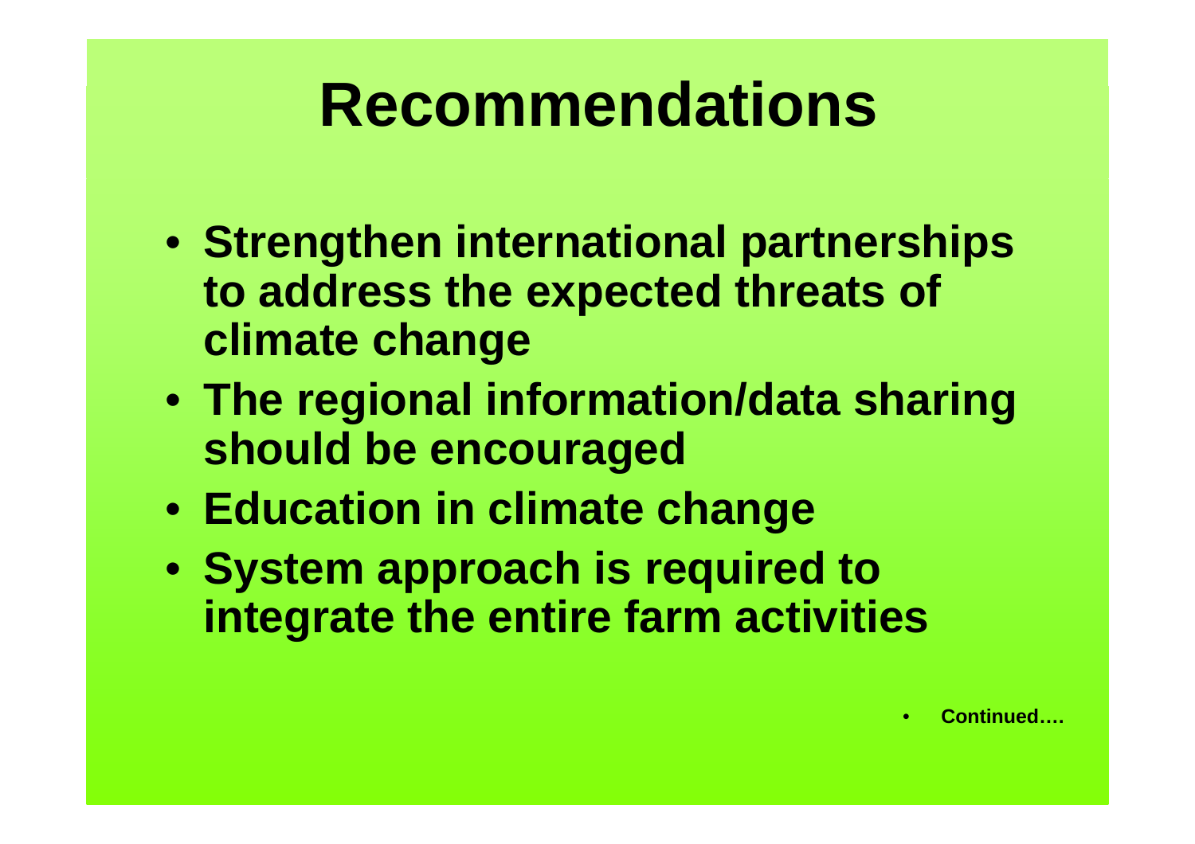# Recommendations

- **Strengthen international partnerships to address the expected threats of climate change**
- **The regional information/data sharing should be encouraged**
- **Education in climate change**
- **System approach is required to integrate the entire farm activities**

- **Continued….**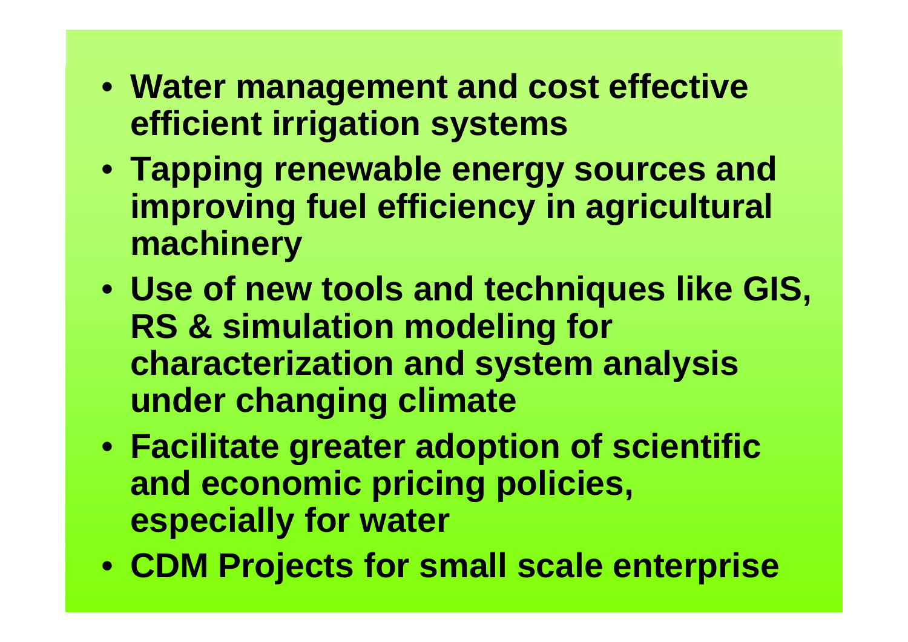- **Water management and cost effective efficient irrigation systems**
- **Tapping renewable energy sources and improving fuel efficiency in agricultural machinery**
- **Use of new tools and techniques like GIS, RS & simulation modeling for characterization and system analysis under changing climate**
- **Facilitate greater adoption of scientific and economic pricing policies, especially for water**
- **CDM Projects for small scale enterprise**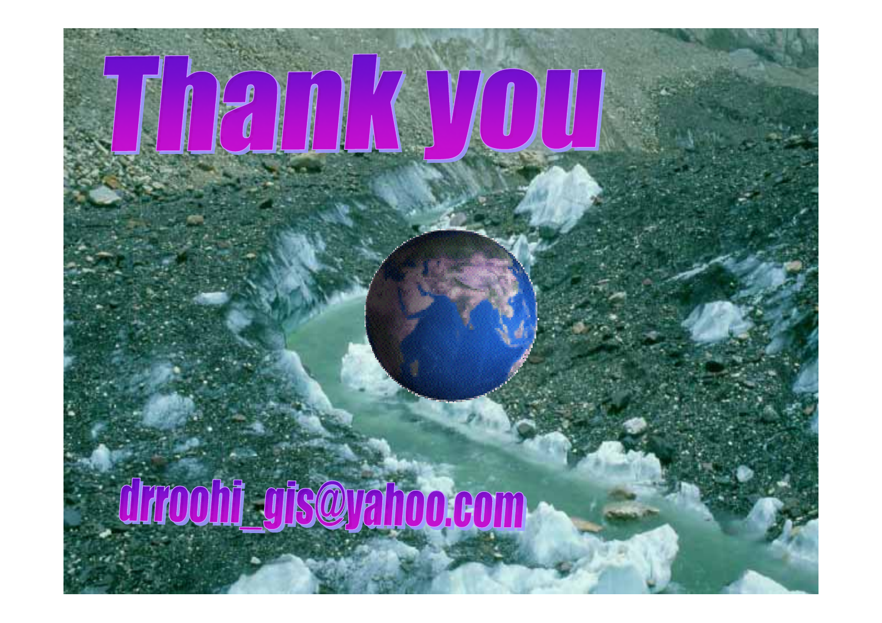# Thank you

drroohi_gis@yahoo.com